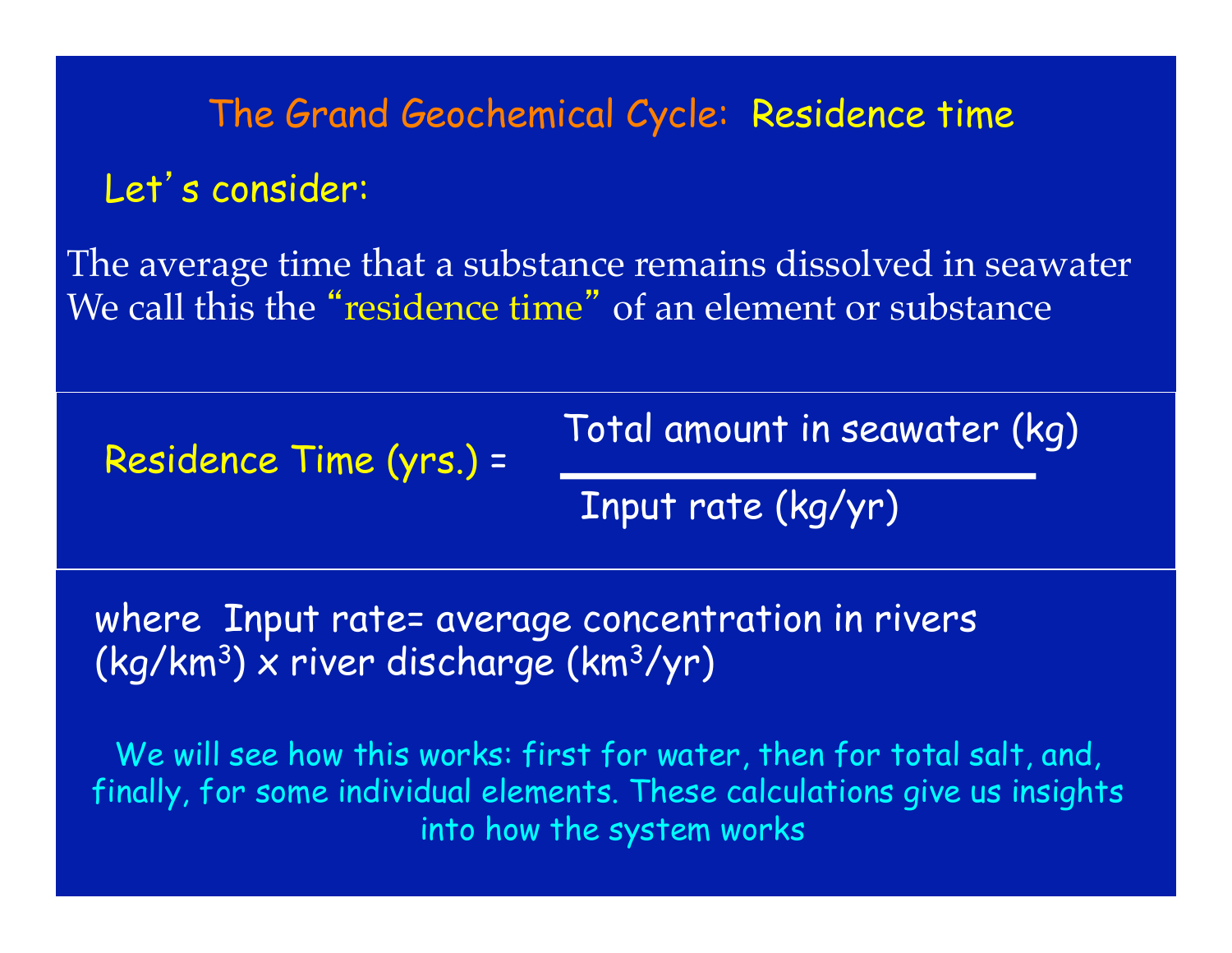# The Grand Geochemical Cycle: Residence time

Let's consider:

The average time that a substance remains dissolved in seawater
We call this the "residence time" of an element or substance

$$\text{Residence Time (yrs.)} = \frac{\text{Total amount in seawater (kg)}}{\text{Input rate (kg/yr)}}$$

where Input rate= average concentration in rivers ($kg/km^3$) x river discharge ($km^3/yr$)

We will see how this works: first for water, then for total salt, and, finally, for some individual elements. These calculations give us insights into how the system works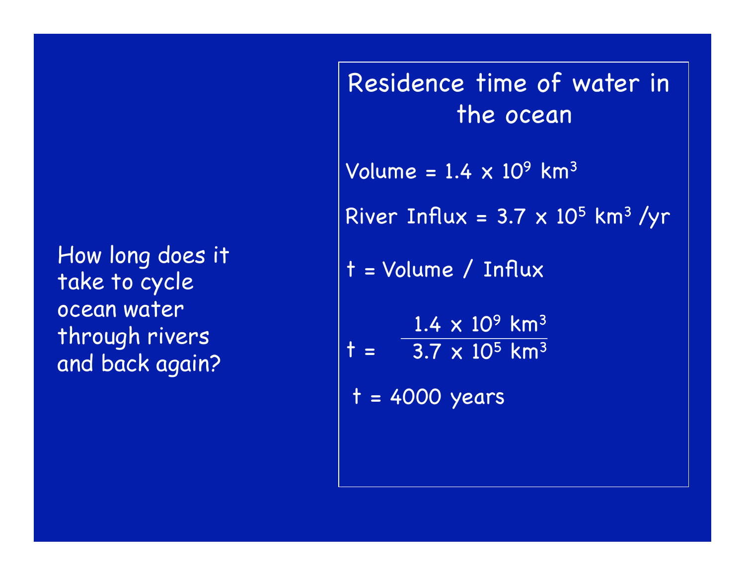How long does it take to cycle ocean water through rivers and back again?

## Residence time of water in the ocean

Volume = $1.4 \times 10^9$ km$^3$

River Influx = $3.7 \times 10^5$ km$^3$ /yr

t = Volume / Influx

$$t = \frac{1.4 \times 10^9 \text{ km}^3}{3.7 \times 10^5 \text{ km}^3}$$

t = 4000 years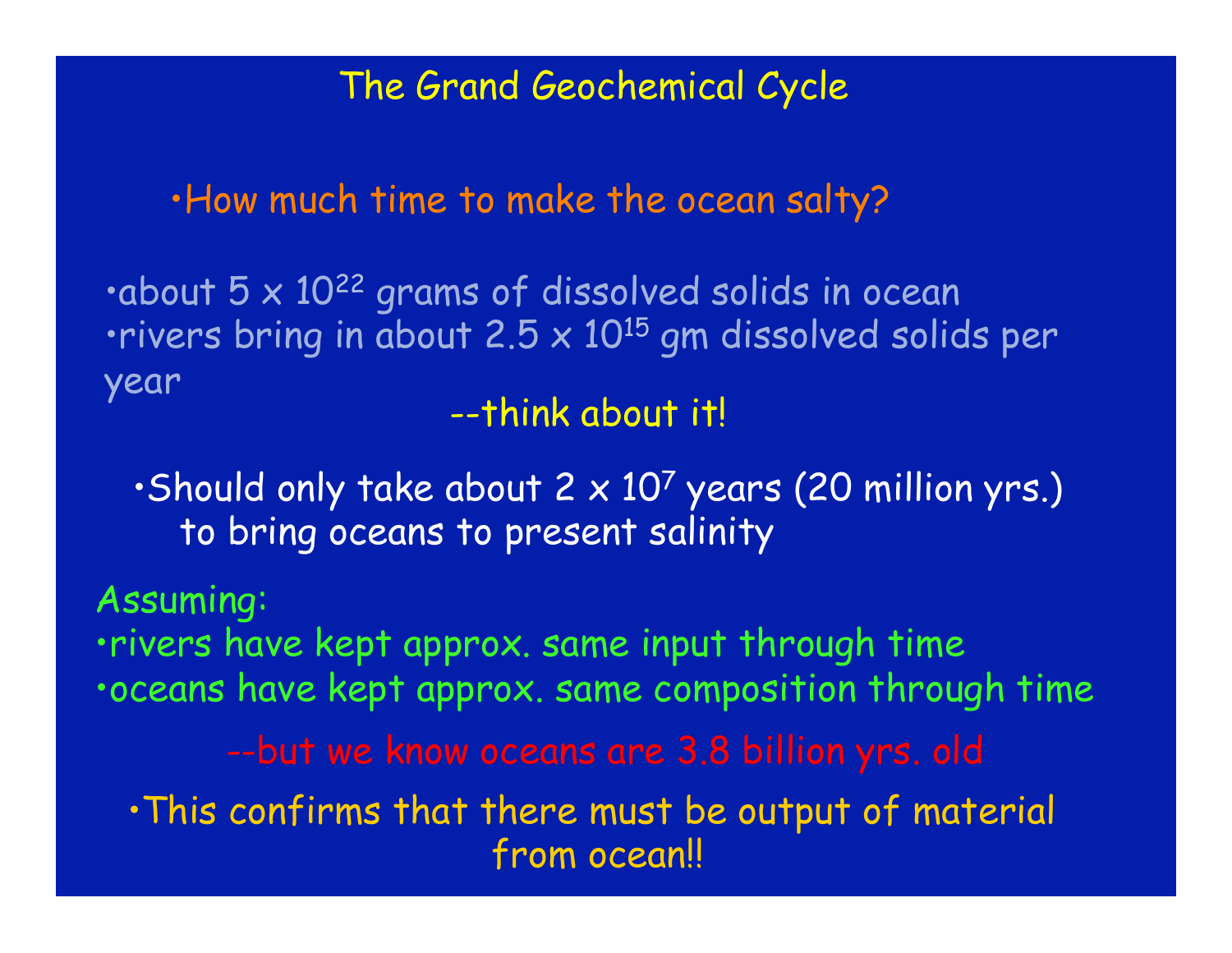# The Grand Geochemical Cycle

- How much time to make the ocean salty?

- about $5 \times 10^{22}$ grams of dissolved solids in ocean
- rivers bring in about $2.5 \times 10^{15}$ gm dissolved solids per year

--think about it!

- Should only take about $2 \times 10^{7}$ years (20 million yrs.) to bring oceans to present salinity

Assuming:

- rivers have kept approx. same input through time
- oceans have kept approx. same composition through time

--but we know oceans are 3.8 billion yrs. old

- This confirms that there must be output of material from ocean!!